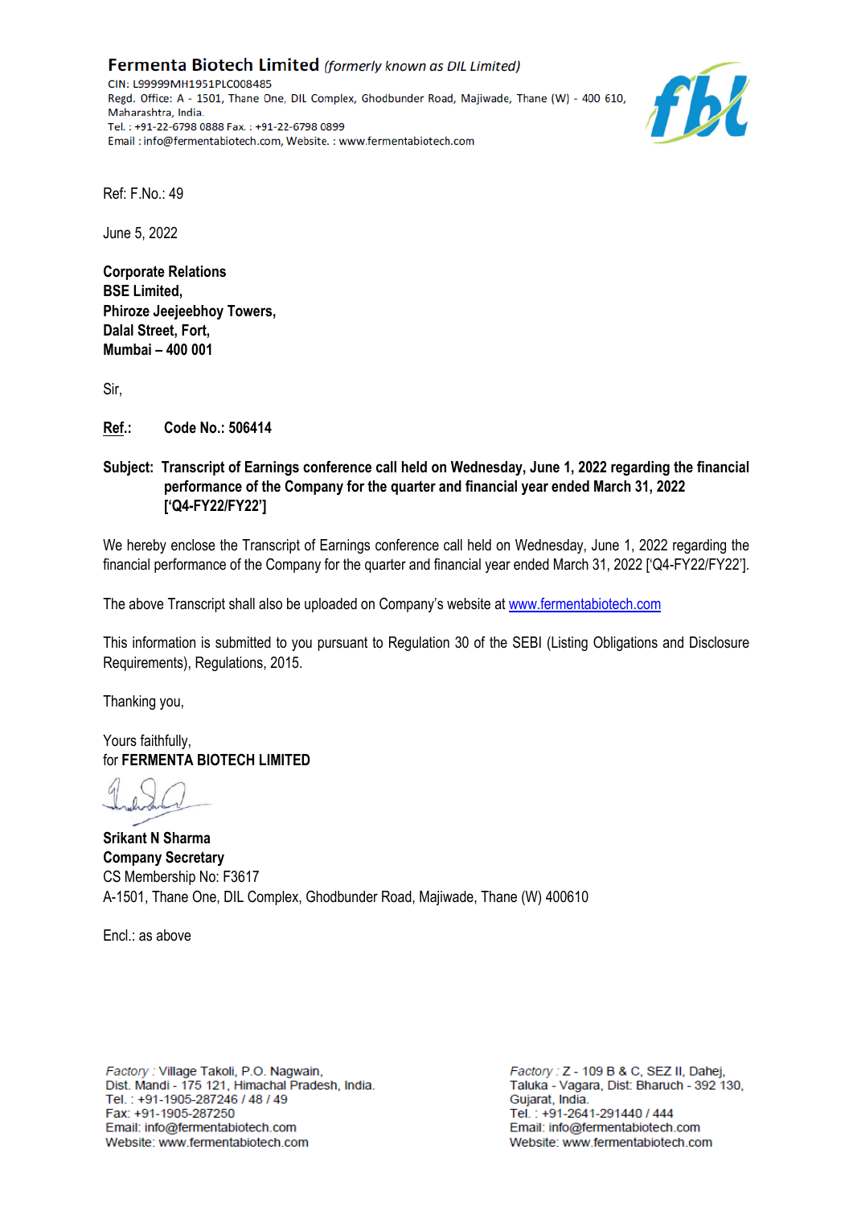**Fermenta Biotech Limited** *(formerly known as DIL Limited)*
CIN: L99999MH1951PLC008485
Regd. Office: A - 1501, Thane One, DIL Complex, Ghodbunder Road, Majiwade, Thane (W) - 400 610, Maharashtra, India.
Tel. : +91-22-6798 0888 Fax. : +91-22-6798 0899
Email : info@fermentabiotech.com, Website. : www.fermentabiotech.com

Ref: F.No.: 49

June 5, 2022

**Corporate Relations**
**BSE Limited,**
**Phiroze Jeejeebhoy Towers,**
**Dalal Street, Fort,**
**Mumbai – 400 001**

Sir,

**Ref.:** **Code No.: 506414**

**Subject: Transcript of Earnings conference call held on Wednesday, June 1, 2022 regarding the financial performance of the Company for the quarter and financial year ended March 31, 2022 ['Q4-FY22/FY22']**

We hereby enclose the Transcript of Earnings conference call held on Wednesday, June 1, 2022 regarding the financial performance of the Company for the quarter and financial year ended March 31, 2022 ['Q4-FY22/FY22'].

The above Transcript shall also be uploaded on Company's website at www.fermentabiotech.com

This information is submitted to you pursuant to Regulation 30 of the SEBI (Listing Obligations and Disclosure Requirements), Regulations, 2015.

Thanking you,

Yours faithfully,
for **FERMENTA BIOTECH LIMITED**

**Srikant N Sharma**
**Company Secretary**
CS Membership No: F3617
A-1501, Thane One, DIL Complex, Ghodbunder Road, Majiwade, Thane (W) 400610

Encl.: as above

*Factory* : Village Takoli, P.O. Nagwain,
Dist. Mandi - 175 121, Himachal Pradesh, India.
Tel. : +91-1905-287246 / 48 / 49
Fax: +91-1905-287250
Email: info@fermentabiotech.com
Website: www.fermentabiotech.com

*Factory* : Z - 109 B & C, SEZ II, Dahej,
Taluka - Vagara, Dist: Bharuch - 392 130,
Gujarat, India.
Tel. : +91-2641-291440 / 444
Email: info@fermentabiotech.com
Website: www.fermentabiotech.com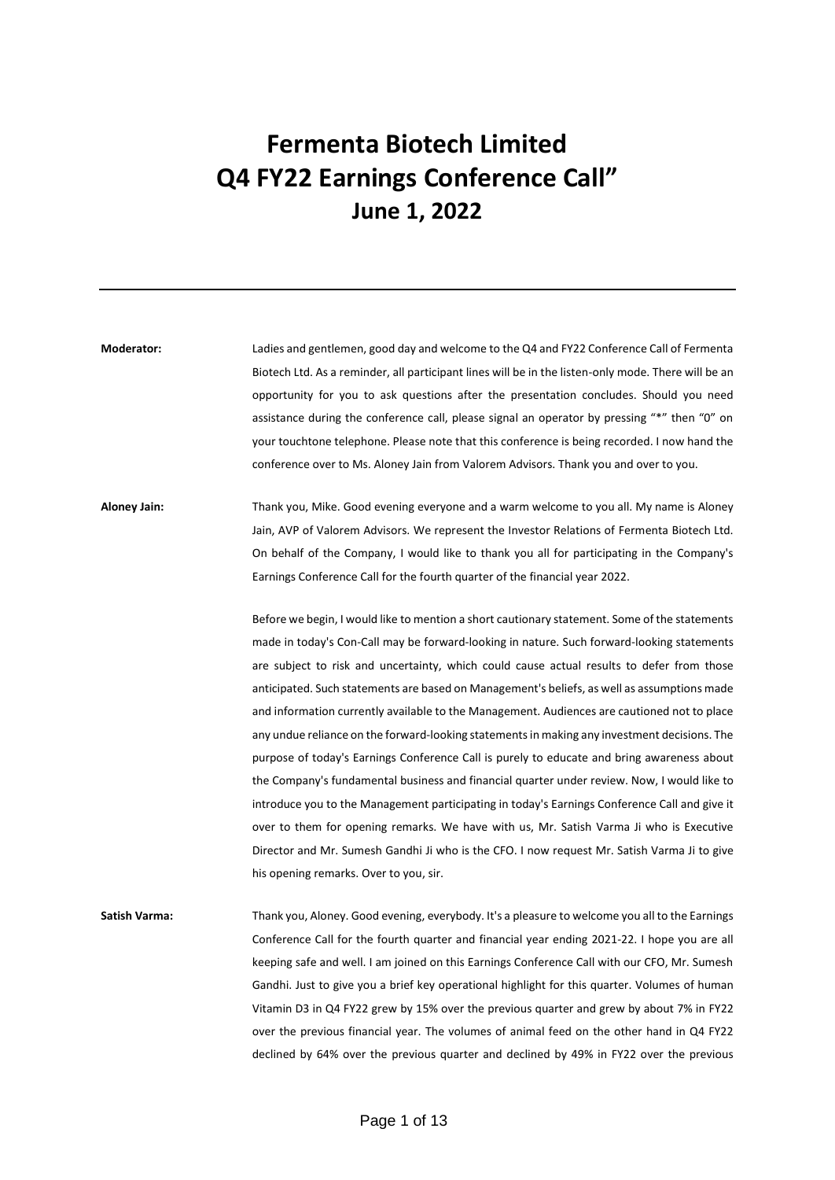# Fermenta Biotech Limited
# Q4 FY22 Earnings Conference Call"
## June 1, 2022

---

**Moderator:** Ladies and gentlemen, good day and welcome to the Q4 and FY22 Conference Call of Fermenta Biotech Ltd. As a reminder, all participant lines will be in the listen-only mode. There will be an opportunity for you to ask questions after the presentation concludes. Should you need assistance during the conference call, please signal an operator by pressing "*" then "0" on your touchtone telephone. Please note that this conference is being recorded. I now hand the conference over to Ms. Aloney Jain from Valorem Advisors. Thank you and over to you.

**Aloney Jain:** Thank you, Mike. Good evening everyone and a warm welcome to you all. My name is Aloney Jain, AVP of Valorem Advisors. We represent the Investor Relations of Fermenta Biotech Ltd. On behalf of the Company, I would like to thank you all for participating in the Company's Earnings Conference Call for the fourth quarter of the financial year 2022.

Before we begin, I would like to mention a short cautionary statement. Some of the statements made in today's Con-Call may be forward-looking in nature. Such forward-looking statements are subject to risk and uncertainty, which could cause actual results to defer from those anticipated. Such statements are based on Management's beliefs, as well as assumptions made and information currently available to the Management. Audiences are cautioned not to place any undue reliance on the forward-looking statements in making any investment decisions. The purpose of today's Earnings Conference Call is purely to educate and bring awareness about the Company's fundamental business and financial quarter under review. Now, I would like to introduce you to the Management participating in today's Earnings Conference Call and give it over to them for opening remarks. We have with us, Mr. Satish Varma Ji who is Executive Director and Mr. Sumesh Gandhi Ji who is the CFO. I now request Mr. Satish Varma Ji to give his opening remarks. Over to you, sir.

**Satish Varma:** Thank you, Aloney. Good evening, everybody. It's a pleasure to welcome you all to the Earnings Conference Call for the fourth quarter and financial year ending 2021-22. I hope you are all keeping safe and well. I am joined on this Earnings Conference Call with our CFO, Mr. Sumesh Gandhi. Just to give you a brief key operational highlight for this quarter. Volumes of human Vitamin D3 in Q4 FY22 grew by 15% over the previous quarter and grew by about 7% in FY22 over the previous financial year. The volumes of animal feed on the other hand in Q4 FY22 declined by 64% over the previous quarter and declined by 49% in FY22 over the previous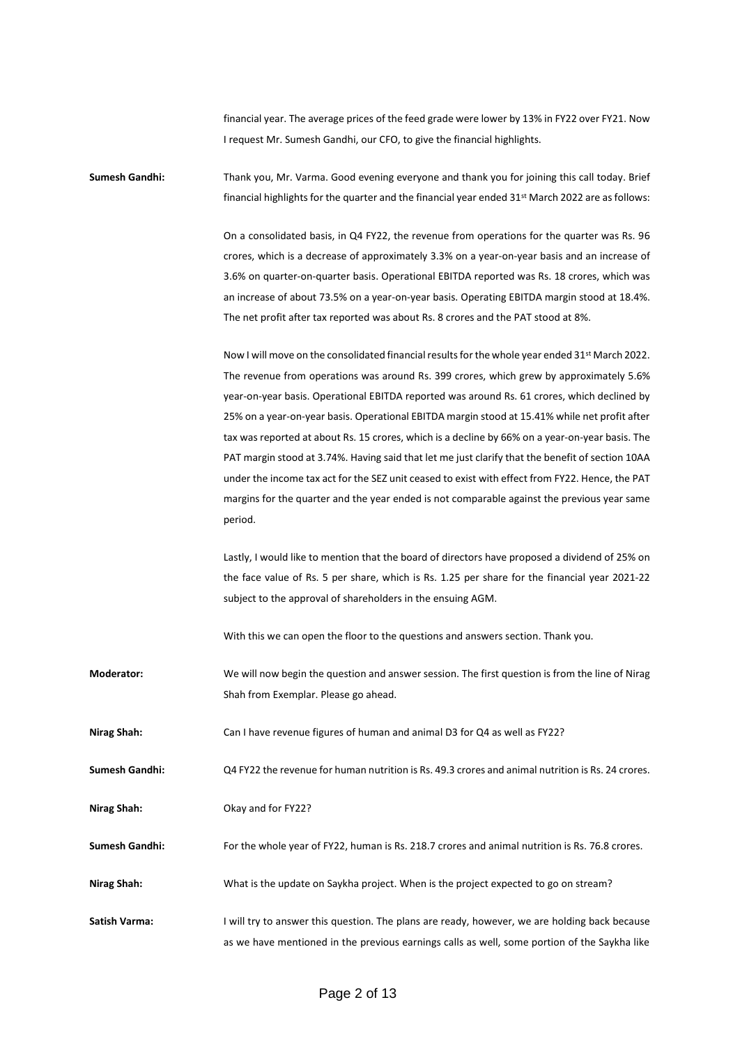financial year. The average prices of the feed grade were lower by 13% in FY22 over FY21. Now I request Mr. Sumesh Gandhi, our CFO, to give the financial highlights.

**Sumesh Gandhi:** Thank you, Mr. Varma. Good evening everyone and thank you for joining this call today. Brief financial highlights for the quarter and the financial year ended 31st March 2022 are as follows:

On a consolidated basis, in Q4 FY22, the revenue from operations for the quarter was Rs. 96 crores, which is a decrease of approximately 3.3% on a year-on-year basis and an increase of 3.6% on quarter-on-quarter basis. Operational EBITDA reported was Rs. 18 crores, which was an increase of about 73.5% on a year-on-year basis. Operating EBITDA margin stood at 18.4%. The net profit after tax reported was about Rs. 8 crores and the PAT stood at 8%.

Now I will move on the consolidated financial results for the whole year ended 31st March 2022. The revenue from operations was around Rs. 399 crores, which grew by approximately 5.6% year-on-year basis. Operational EBITDA reported was around Rs. 61 crores, which declined by 25% on a year-on-year basis. Operational EBITDA margin stood at 15.41% while net profit after tax was reported at about Rs. 15 crores, which is a decline by 66% on a year-on-year basis. The PAT margin stood at 3.74%. Having said that let me just clarify that the benefit of section 10AA under the income tax act for the SEZ unit ceased to exist with effect from FY22. Hence, the PAT margins for the quarter and the year ended is not comparable against the previous year same period.

Lastly, I would like to mention that the board of directors have proposed a dividend of 25% on the face value of Rs. 5 per share, which is Rs. 1.25 per share for the financial year 2021-22 subject to the approval of shareholders in the ensuing AGM.

With this we can open the floor to the questions and answers section. Thank you.

**Moderator:** We will now begin the question and answer session. The first question is from the line of Nirag Shah from Exemplar. Please go ahead.

**Nirag Shah:** Can I have revenue figures of human and animal D3 for Q4 as well as FY22?

**Sumesh Gandhi:** Q4 FY22 the revenue for human nutrition is Rs. 49.3 crores and animal nutrition is Rs. 24 crores.

**Nirag Shah:** Okay and for FY22?

**Sumesh Gandhi:** For the whole year of FY22, human is Rs. 218.7 crores and animal nutrition is Rs. 76.8 crores.

**Nirag Shah:** What is the update on Saykha project. When is the project expected to go on stream?

**Satish Varma:** I will try to answer this question. The plans are ready, however, we are holding back because as we have mentioned in the previous earnings calls as well, some portion of the Saykha like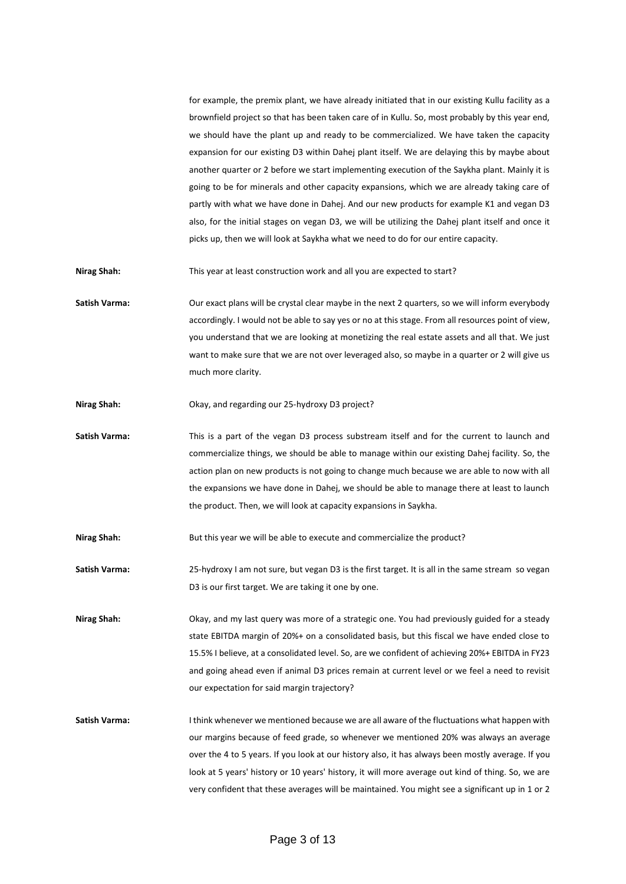for example, the premix plant, we have already initiated that in our existing Kullu facility as a brownfield project so that has been taken care of in Kullu. So, most probably by this year end, we should have the plant up and ready to be commercialized. We have taken the capacity expansion for our existing D3 within Dahej plant itself. We are delaying this by maybe about another quarter or 2 before we start implementing execution of the Saykha plant. Mainly it is going to be for minerals and other capacity expansions, which we are already taking care of partly with what we have done in Dahej. And our new products for example K1 and vegan D3 also, for the initial stages on vegan D3, we will be utilizing the Dahej plant itself and once it picks up, then we will look at Saykha what we need to do for our entire capacity.

**Nirag Shah:** This year at least construction work and all you are expected to start?

**Satish Varma:** Our exact plans will be crystal clear maybe in the next 2 quarters, so we will inform everybody accordingly. I would not be able to say yes or no at this stage. From all resources point of view, you understand that we are looking at monetizing the real estate assets and all that. We just want to make sure that we are not over leveraged also, so maybe in a quarter or 2 will give us much more clarity.

**Nirag Shah:** Okay, and regarding our 25-hydroxy D3 project?

**Satish Varma:** This is a part of the vegan D3 process substream itself and for the current to launch and commercialize things, we should be able to manage within our existing Dahej facility. So, the action plan on new products is not going to change much because we are able to now with all the expansions we have done in Dahej, we should be able to manage there at least to launch the product. Then, we will look at capacity expansions in Saykha.

**Nirag Shah:** But this year we will be able to execute and commercialize the product?

**Satish Varma:** 25-hydroxy I am not sure, but vegan D3 is the first target. It is all in the same stream so vegan D3 is our first target. We are taking it one by one.

**Nirag Shah:** Okay, and my last query was more of a strategic one. You had previously guided for a steady state EBITDA margin of 20%+ on a consolidated basis, but this fiscal we have ended close to 15.5% I believe, at a consolidated level. So, are we confident of achieving 20%+ EBITDA in FY23 and going ahead even if animal D3 prices remain at current level or we feel a need to revisit our expectation for said margin trajectory?

**Satish Varma:** I think whenever we mentioned because we are all aware of the fluctuations what happen with our margins because of feed grade, so whenever we mentioned 20% was always an average over the 4 to 5 years. If you look at our history also, it has always been mostly average. If you look at 5 years' history or 10 years' history, it will more average out kind of thing. So, we are very confident that these averages will be maintained. You might see a significant up in 1 or 2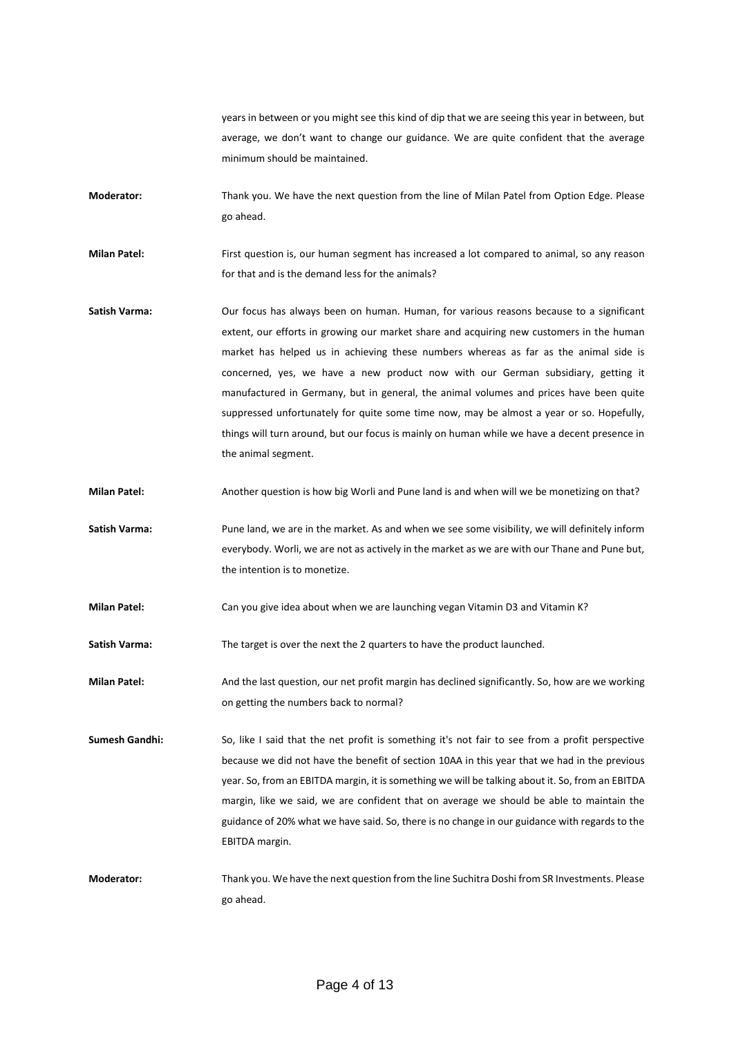years in between or you might see this kind of dip that we are seeing this year in between, but average, we don't want to change our guidance. We are quite confident that the average minimum should be maintained.

**Moderator:** Thank you. We have the next question from the line of Milan Patel from Option Edge. Please go ahead.

**Milan Patel:** First question is, our human segment has increased a lot compared to animal, so any reason for that and is the demand less for the animals?

**Satish Varma:** Our focus has always been on human. Human, for various reasons because to a significant extent, our efforts in growing our market share and acquiring new customers in the human market has helped us in achieving these numbers whereas as far as the animal side is concerned, yes, we have a new product now with our German subsidiary, getting it manufactured in Germany, but in general, the animal volumes and prices have been quite suppressed unfortunately for quite some time now, may be almost a year or so. Hopefully, things will turn around, but our focus is mainly on human while we have a decent presence in the animal segment.

**Milan Patel:** Another question is how big Worli and Pune land is and when will we be monetizing on that?

**Satish Varma:** Pune land, we are in the market. As and when we see some visibility, we will definitely inform everybody. Worli, we are not as actively in the market as we are with our Thane and Pune but, the intention is to monetize.

**Milan Patel:** Can you give idea about when we are launching vegan Vitamin D3 and Vitamin K?

**Satish Varma:** The target is over the next the 2 quarters to have the product launched.

**Milan Patel:** And the last question, our net profit margin has declined significantly. So, how are we working on getting the numbers back to normal?

**Sumesh Gandhi:** So, like I said that the net profit is something it's not fair to see from a profit perspective because we did not have the benefit of section 10AA in this year that we had in the previous year. So, from an EBITDA margin, it is something we will be talking about it. So, from an EBITDA margin, like we said, we are confident that on average we should be able to maintain the guidance of 20% what we have said. So, there is no change in our guidance with regards to the EBITDA margin.

**Moderator:** Thank you. We have the next question from the line Suchitra Doshi from SR Investments. Please go ahead.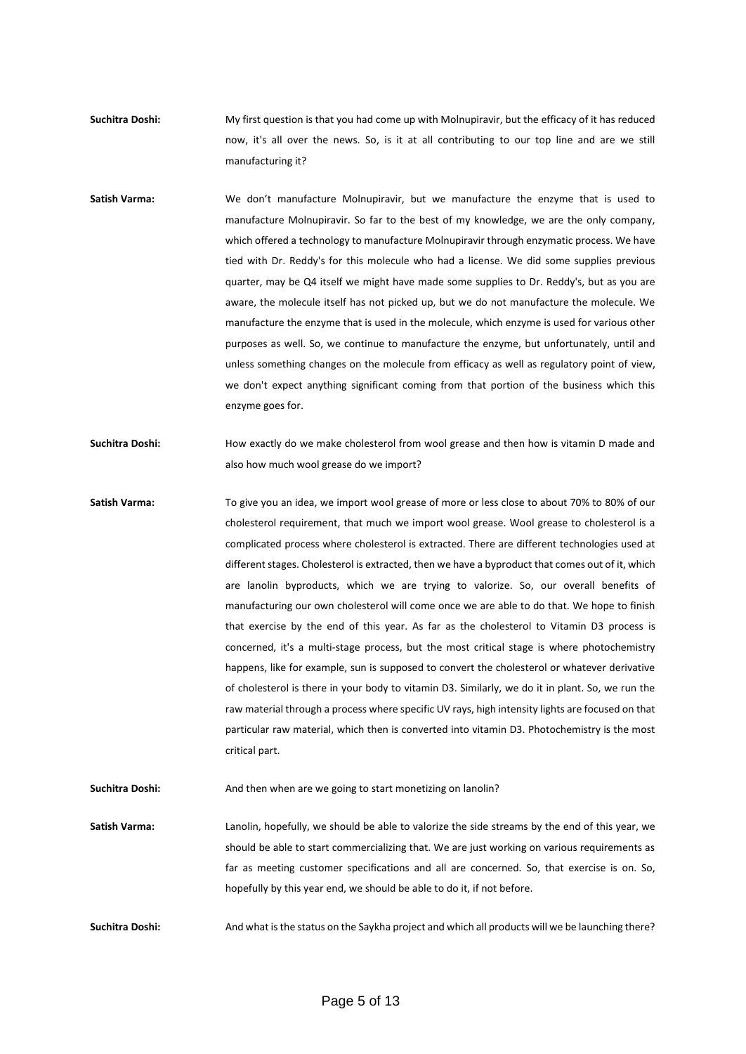**Suchitra Doshi:** My first question is that you had come up with Molnupiravir, but the efficacy of it has reduced now, it's all over the news. So, is it at all contributing to our top line and are we still manufacturing it?

**Satish Varma:** We don't manufacture Molnupiravir, but we manufacture the enzyme that is used to manufacture Molnupiravir. So far to the best of my knowledge, we are the only company, which offered a technology to manufacture Molnupiravir through enzymatic process. We have tied with Dr. Reddy's for this molecule who had a license. We did some supplies previous quarter, may be Q4 itself we might have made some supplies to Dr. Reddy's, but as you are aware, the molecule itself has not picked up, but we do not manufacture the molecule. We manufacture the enzyme that is used in the molecule, which enzyme is used for various other purposes as well. So, we continue to manufacture the enzyme, but unfortunately, until and unless something changes on the molecule from efficacy as well as regulatory point of view, we don't expect anything significant coming from that portion of the business which this enzyme goes for.

**Suchitra Doshi:** How exactly do we make cholesterol from wool grease and then how is vitamin D made and also how much wool grease do we import?

**Satish Varma:** To give you an idea, we import wool grease of more or less close to about 70% to 80% of our cholesterol requirement, that much we import wool grease. Wool grease to cholesterol is a complicated process where cholesterol is extracted. There are different technologies used at different stages. Cholesterol is extracted, then we have a byproduct that comes out of it, which are lanolin byproducts, which we are trying to valorize. So, our overall benefits of manufacturing our own cholesterol will come once we are able to do that. We hope to finish that exercise by the end of this year. As far as the cholesterol to Vitamin D3 process is concerned, it's a multi-stage process, but the most critical stage is where photochemistry happens, like for example, sun is supposed to convert the cholesterol or whatever derivative of cholesterol is there in your body to vitamin D3. Similarly, we do it in plant. So, we run the raw material through a process where specific UV rays, high intensity lights are focused on that particular raw material, which then is converted into vitamin D3. Photochemistry is the most critical part.

**Suchitra Doshi:** And then when are we going to start monetizing on lanolin?

**Satish Varma:** Lanolin, hopefully, we should be able to valorize the side streams by the end of this year, we should be able to start commercializing that. We are just working on various requirements as far as meeting customer specifications and all are concerned. So, that exercise is on. So, hopefully by this year end, we should be able to do it, if not before.

**Suchitra Doshi:** And what is the status on the Saykha project and which all products will we be launching there?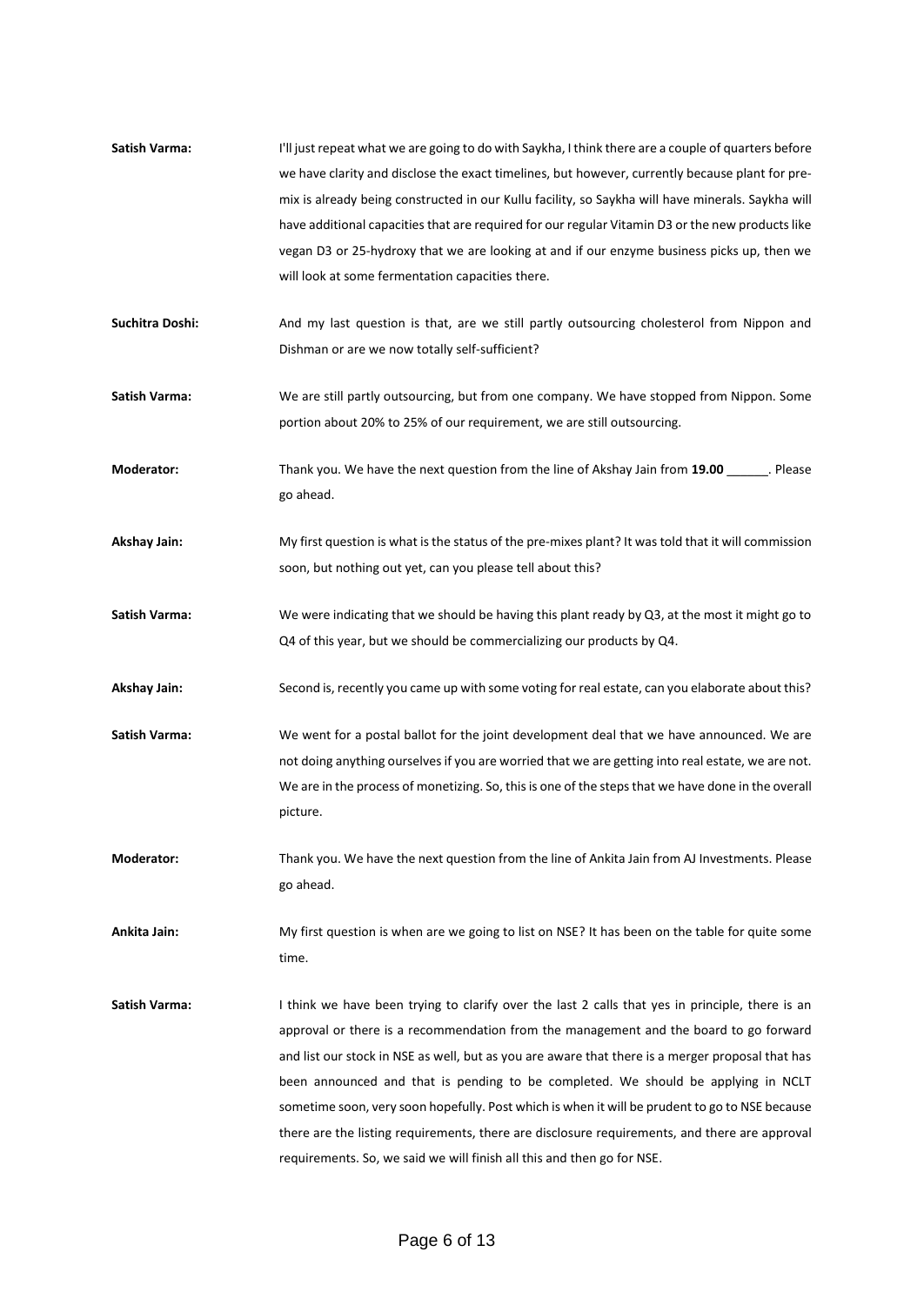**Satish Varma:** I'll just repeat what we are going to do with Saykha, I think there are a couple of quarters before we have clarity and disclose the exact timelines, but however, currently because plant for pre-mix is already being constructed in our Kullu facility, so Saykha will have minerals. Saykha will have additional capacities that are required for our regular Vitamin D3 or the new products like vegan D3 or 25-hydroxy that we are looking at and if our enzyme business picks up, then we will look at some fermentation capacities there.

**Suchitra Doshi:** And my last question is that, are we still partly outsourcing cholesterol from Nippon and Dishman or are we now totally self-sufficient?

**Satish Varma:** We are still partly outsourcing, but from one company. We have stopped from Nippon. Some portion about 20% to 25% of our requirement, we are still outsourcing.

**Moderator:** Thank you. We have the next question from the line of Akshay Jain from **19.00** ______. Please go ahead.

**Akshay Jain:** My first question is what is the status of the pre-mixes plant? It was told that it will commission soon, but nothing out yet, can you please tell about this?

**Satish Varma:** We were indicating that we should be having this plant ready by Q3, at the most it might go to Q4 of this year, but we should be commercializing our products by Q4.

**Akshay Jain:** Second is, recently you came up with some voting for real estate, can you elaborate about this?

**Satish Varma:** We went for a postal ballot for the joint development deal that we have announced. We are not doing anything ourselves if you are worried that we are getting into real estate, we are not. We are in the process of monetizing. So, this is one of the steps that we have done in the overall picture.

**Moderator:** Thank you. We have the next question from the line of Ankita Jain from AJ Investments. Please go ahead.

**Ankita Jain:** My first question is when are we going to list on NSE? It has been on the table for quite some time.

**Satish Varma:** I think we have been trying to clarify over the last 2 calls that yes in principle, there is an approval or there is a recommendation from the management and the board to go forward and list our stock in NSE as well, but as you are aware that there is a merger proposal that has been announced and that is pending to be completed. We should be applying in NCLT sometime soon, very soon hopefully. Post which is when it will be prudent to go to NSE because there are the listing requirements, there are disclosure requirements, and there are approval requirements. So, we said we will finish all this and then go for NSE.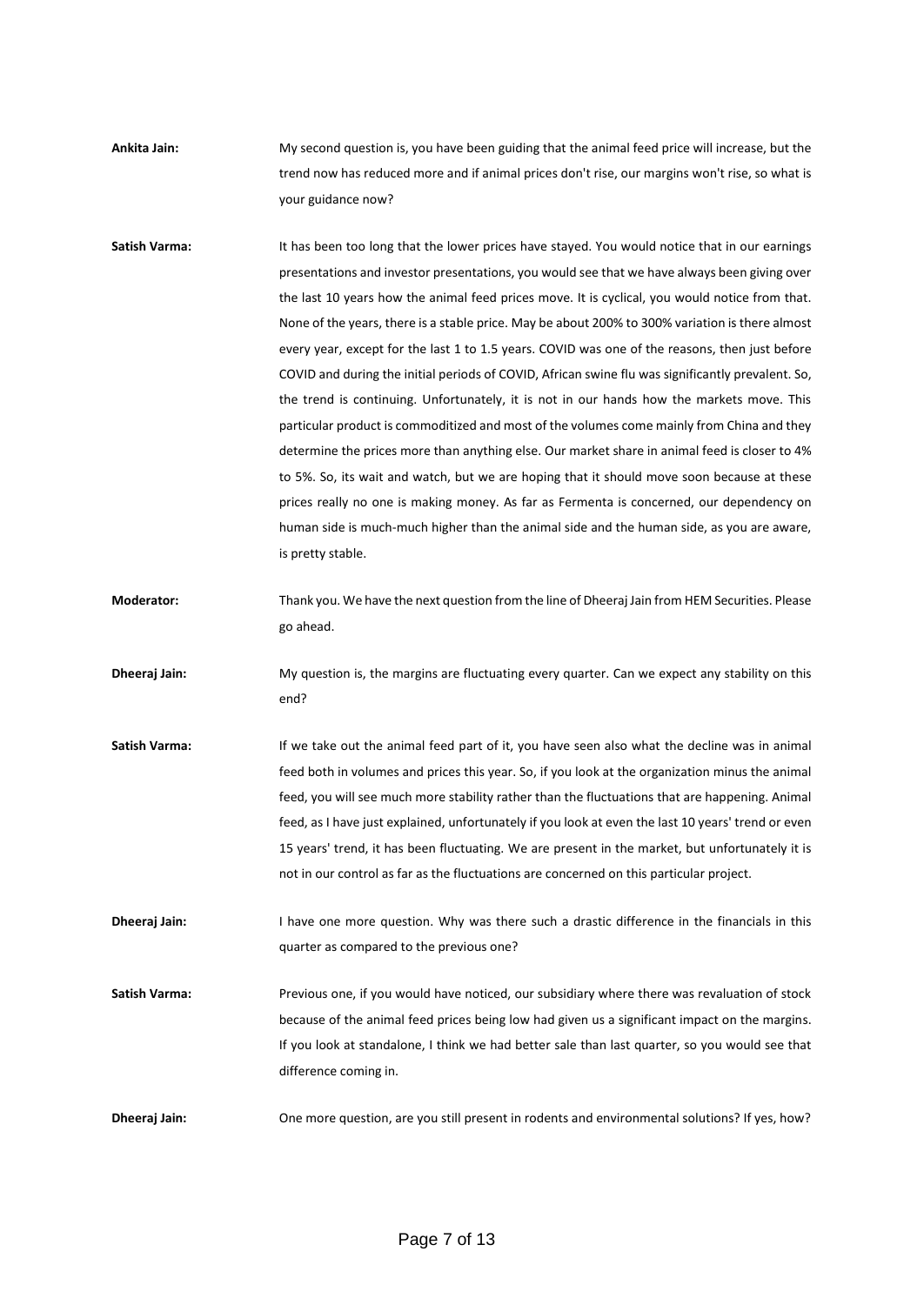**Ankita Jain:** My second question is, you have been guiding that the animal feed price will increase, but the trend now has reduced more and if animal prices don't rise, our margins won't rise, so what is your guidance now?

**Satish Varma:** It has been too long that the lower prices have stayed. You would notice that in our earnings presentations and investor presentations, you would see that we have always been giving over the last 10 years how the animal feed prices move. It is cyclical, you would notice from that. None of the years, there is a stable price. May be about 200% to 300% variation is there almost every year, except for the last 1 to 1.5 years. COVID was one of the reasons, then just before COVID and during the initial periods of COVID, African swine flu was significantly prevalent. So, the trend is continuing. Unfortunately, it is not in our hands how the markets move. This particular product is commoditized and most of the volumes come mainly from China and they determine the prices more than anything else. Our market share in animal feed is closer to 4% to 5%. So, its wait and watch, but we are hoping that it should move soon because at these prices really no one is making money. As far as Fermenta is concerned, our dependency on human side is much-much higher than the animal side and the human side, as you are aware, is pretty stable.

**Moderator:** Thank you. We have the next question from the line of Dheeraj Jain from HEM Securities. Please go ahead.

**Dheeraj Jain:** My question is, the margins are fluctuating every quarter. Can we expect any stability on this end?

**Satish Varma:** If we take out the animal feed part of it, you have seen also what the decline was in animal feed both in volumes and prices this year. So, if you look at the organization minus the animal feed, you will see much more stability rather than the fluctuations that are happening. Animal feed, as I have just explained, unfortunately if you look at even the last 10 years' trend or even 15 years' trend, it has been fluctuating. We are present in the market, but unfortunately it is not in our control as far as the fluctuations are concerned on this particular project.

**Dheeraj Jain:** I have one more question. Why was there such a drastic difference in the financials in this quarter as compared to the previous one?

**Satish Varma:** Previous one, if you would have noticed, our subsidiary where there was revaluation of stock because of the animal feed prices being low had given us a significant impact on the margins. If you look at standalone, I think we had better sale than last quarter, so you would see that difference coming in.

**Dheeraj Jain:** One more question, are you still present in rodents and environmental solutions? If yes, how?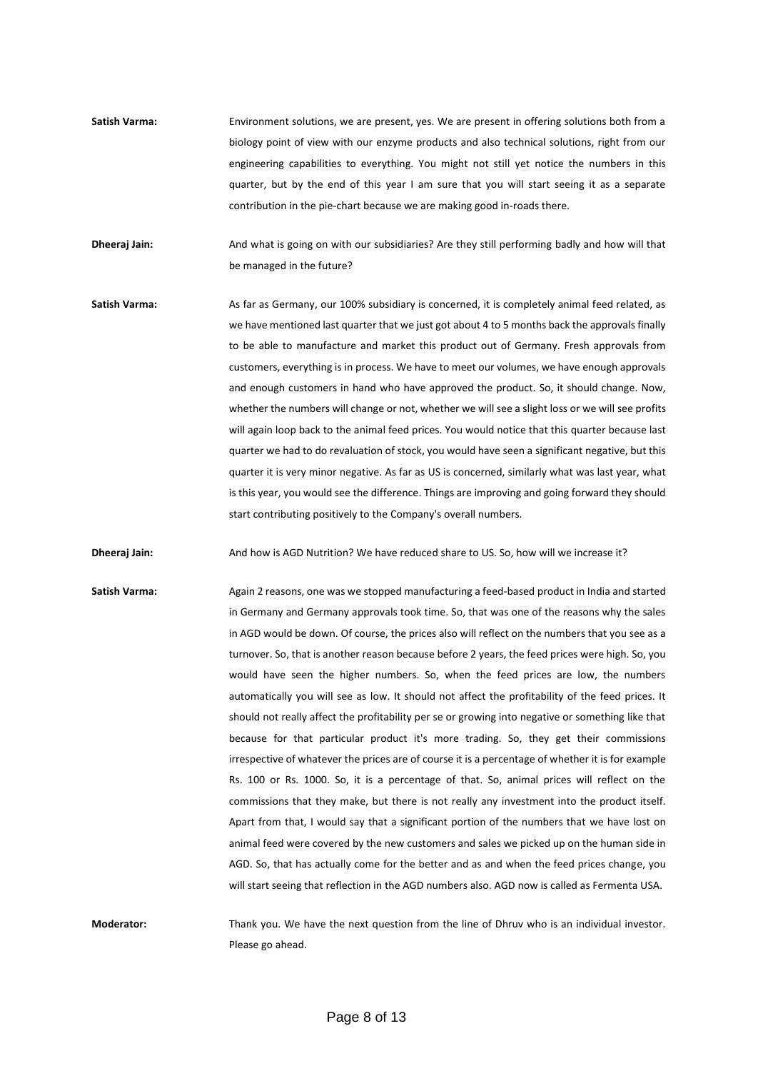**Satish Varma:** Environment solutions, we are present, yes. We are present in offering solutions both from a biology point of view with our enzyme products and also technical solutions, right from our engineering capabilities to everything. You might not still yet notice the numbers in this quarter, but by the end of this year I am sure that you will start seeing it as a separate contribution in the pie-chart because we are making good in-roads there.

**Dheeraj Jain:** And what is going on with our subsidiaries? Are they still performing badly and how will that be managed in the future?

**Satish Varma:** As far as Germany, our 100% subsidiary is concerned, it is completely animal feed related, as we have mentioned last quarter that we just got about 4 to 5 months back the approvals finally to be able to manufacture and market this product out of Germany. Fresh approvals from customers, everything is in process. We have to meet our volumes, we have enough approvals and enough customers in hand who have approved the product. So, it should change. Now, whether the numbers will change or not, whether we will see a slight loss or we will see profits will again loop back to the animal feed prices. You would notice that this quarter because last quarter we had to do revaluation of stock, you would have seen a significant negative, but this quarter it is very minor negative. As far as US is concerned, similarly what was last year, what is this year, you would see the difference. Things are improving and going forward they should start contributing positively to the Company's overall numbers.

**Dheeraj Jain:** And how is AGD Nutrition? We have reduced share to US. So, how will we increase it?

**Satish Varma:** Again 2 reasons, one was we stopped manufacturing a feed-based product in India and started in Germany and Germany approvals took time. So, that was one of the reasons why the sales in AGD would be down. Of course, the prices also will reflect on the numbers that you see as a turnover. So, that is another reason because before 2 years, the feed prices were high. So, you would have seen the higher numbers. So, when the feed prices are low, the numbers automatically you will see as low. It should not affect the profitability of the feed prices. It should not really affect the profitability per se or growing into negative or something like that because for that particular product it's more trading. So, they get their commissions irrespective of whatever the prices are of course it is a percentage of whether it is for example Rs. 100 or Rs. 1000. So, it is a percentage of that. So, animal prices will reflect on the commissions that they make, but there is not really any investment into the product itself. Apart from that, I would say that a significant portion of the numbers that we have lost on animal feed were covered by the new customers and sales we picked up on the human side in AGD. So, that has actually come for the better and as and when the feed prices change, you will start seeing that reflection in the AGD numbers also. AGD now is called as Fermenta USA.

**Moderator:** Thank you. We have the next question from the line of Dhruv who is an individual investor. Please go ahead.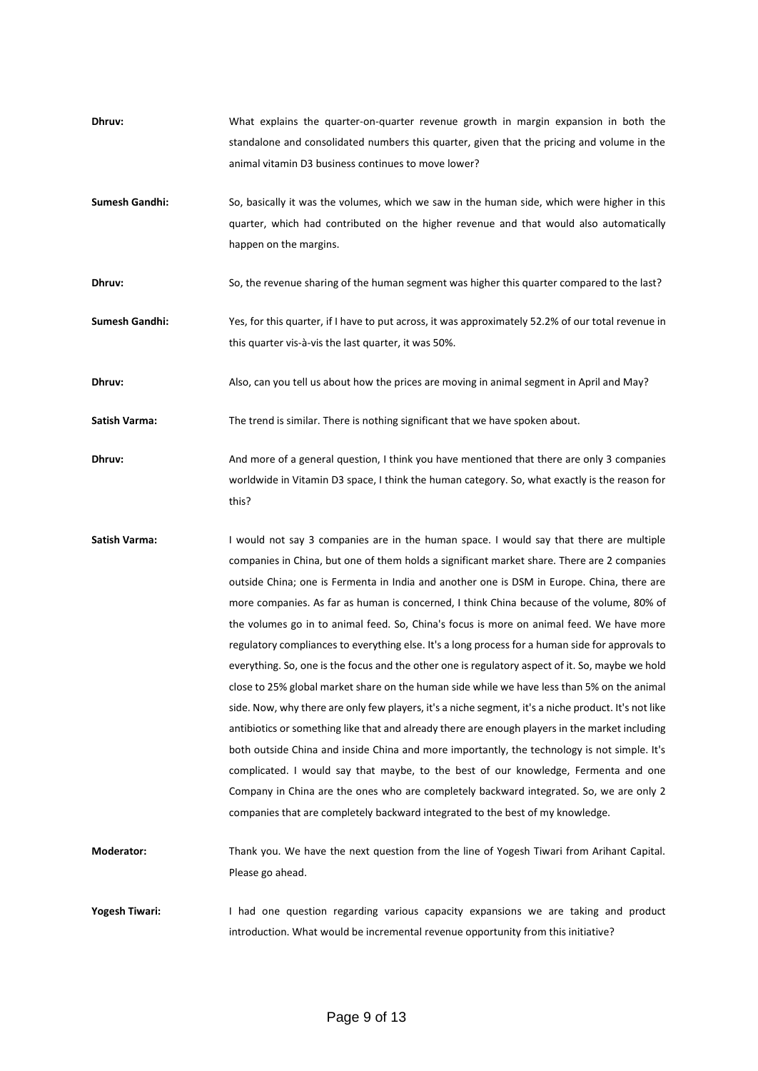**Dhruv:** What explains the quarter-on-quarter revenue growth in margin expansion in both the standalone and consolidated numbers this quarter, given that the pricing and volume in the animal vitamin D3 business continues to move lower?

**Sumesh Gandhi:** So, basically it was the volumes, which we saw in the human side, which were higher in this quarter, which had contributed on the higher revenue and that would also automatically happen on the margins.

**Dhruv:** So, the revenue sharing of the human segment was higher this quarter compared to the last?

**Sumesh Gandhi:** Yes, for this quarter, if I have to put across, it was approximately 52.2% of our total revenue in this quarter vis-à-vis the last quarter, it was 50%.

**Dhruv:** Also, can you tell us about how the prices are moving in animal segment in April and May?

**Satish Varma:** The trend is similar. There is nothing significant that we have spoken about.

**Dhruv:** And more of a general question, I think you have mentioned that there are only 3 companies worldwide in Vitamin D3 space, I think the human category. So, what exactly is the reason for this?

**Satish Varma:** I would not say 3 companies are in the human space. I would say that there are multiple companies in China, but one of them holds a significant market share. There are 2 companies outside China; one is Fermenta in India and another one is DSM in Europe. China, there are more companies. As far as human is concerned, I think China because of the volume, 80% of the volumes go in to animal feed. So, China's focus is more on animal feed. We have more regulatory compliances to everything else. It's a long process for a human side for approvals to everything. So, one is the focus and the other one is regulatory aspect of it. So, maybe we hold close to 25% global market share on the human side while we have less than 5% on the animal side. Now, why there are only few players, it's a niche segment, it's a niche product. It's not like antibiotics or something like that and already there are enough players in the market including both outside China and inside China and more importantly, the technology is not simple. It's complicated. I would say that maybe, to the best of our knowledge, Fermenta and one Company in China are the ones who are completely backward integrated. So, we are only 2 companies that are completely backward integrated to the best of my knowledge.

**Moderator:** Thank you. We have the next question from the line of Yogesh Tiwari from Arihant Capital. Please go ahead.

**Yogesh Tiwari:** I had one question regarding various capacity expansions we are taking and product introduction. What would be incremental revenue opportunity from this initiative?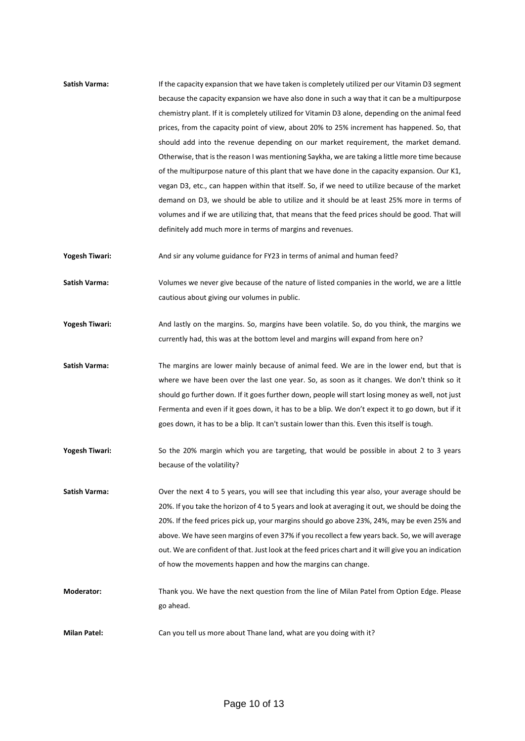**Satish Varma:** If the capacity expansion that we have taken is completely utilized per our Vitamin D3 segment because the capacity expansion we have also done in such a way that it can be a multipurpose chemistry plant. If it is completely utilized for Vitamin D3 alone, depending on the animal feed prices, from the capacity point of view, about 20% to 25% increment has happened. So, that should add into the revenue depending on our market requirement, the market demand. Otherwise, that is the reason I was mentioning Saykha, we are taking a little more time because of the multipurpose nature of this plant that we have done in the capacity expansion. Our K1, vegan D3, etc., can happen within that itself. So, if we need to utilize because of the market demand on D3, we should be able to utilize and it should be at least 25% more in terms of volumes and if we are utilizing that, that means that the feed prices should be good. That will definitely add much more in terms of margins and revenues.

**Yogesh Tiwari:** And sir any volume guidance for FY23 in terms of animal and human feed?

**Satish Varma:** Volumes we never give because of the nature of listed companies in the world, we are a little cautious about giving our volumes in public.

**Yogesh Tiwari:** And lastly on the margins. So, margins have been volatile. So, do you think, the margins we currently had, this was at the bottom level and margins will expand from here on?

**Satish Varma:** The margins are lower mainly because of animal feed. We are in the lower end, but that is where we have been over the last one year. So, as soon as it changes. We don't think so it should go further down. If it goes further down, people will start losing money as well, not just Fermenta and even if it goes down, it has to be a blip. We don't expect it to go down, but if it goes down, it has to be a blip. It can't sustain lower than this. Even this itself is tough.

**Yogesh Tiwari:** So the 20% margin which you are targeting, that would be possible in about 2 to 3 years because of the volatility?

**Satish Varma:** Over the next 4 to 5 years, you will see that including this year also, your average should be 20%. If you take the horizon of 4 to 5 years and look at averaging it out, we should be doing the 20%. If the feed prices pick up, your margins should go above 23%, 24%, may be even 25% and above. We have seen margins of even 37% if you recollect a few years back. So, we will average out. We are confident of that. Just look at the feed prices chart and it will give you an indication of how the movements happen and how the margins can change.

**Moderator:** Thank you. We have the next question from the line of Milan Patel from Option Edge. Please go ahead.

**Milan Patel:** Can you tell us more about Thane land, what are you doing with it?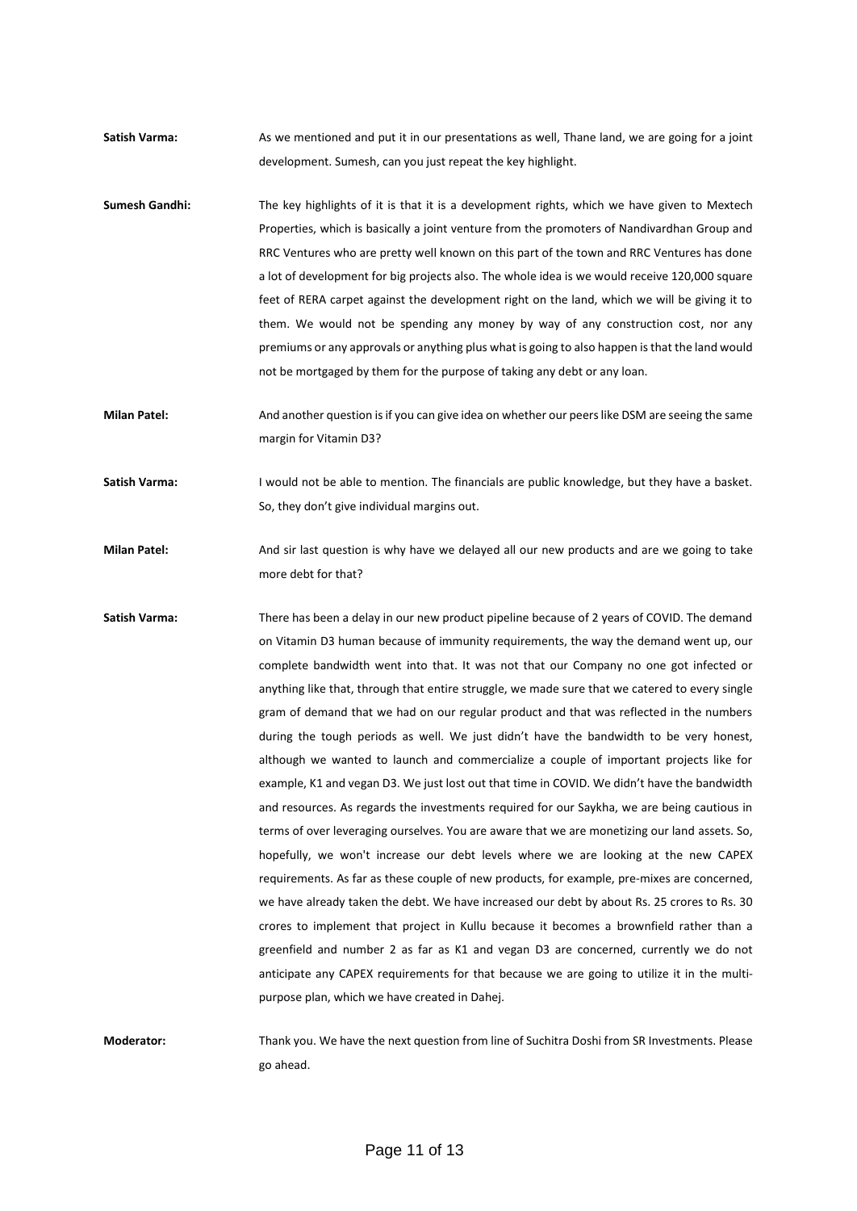**Satish Varma:** As we mentioned and put it in our presentations as well, Thane land, we are going for a joint development. Sumesh, can you just repeat the key highlight.

**Sumesh Gandhi:** The key highlights of it is that it is a development rights, which we have given to Mextech Properties, which is basically a joint venture from the promoters of Nandivardhan Group and RRC Ventures who are pretty well known on this part of the town and RRC Ventures has done a lot of development for big projects also. The whole idea is we would receive 120,000 square feet of RERA carpet against the development right on the land, which we will be giving it to them. We would not be spending any money by way of any construction cost, nor any premiums or any approvals or anything plus what is going to also happen is that the land would not be mortgaged by them for the purpose of taking any debt or any loan.

**Milan Patel:** And another question is if you can give idea on whether our peers like DSM are seeing the same margin for Vitamin D3?

**Satish Varma:** I would not be able to mention. The financials are public knowledge, but they have a basket. So, they don't give individual margins out.

**Milan Patel:** And sir last question is why have we delayed all our new products and are we going to take more debt for that?

**Satish Varma:** There has been a delay in our new product pipeline because of 2 years of COVID. The demand on Vitamin D3 human because of immunity requirements, the way the demand went up, our complete bandwidth went into that. It was not that our Company no one got infected or anything like that, through that entire struggle, we made sure that we catered to every single gram of demand that we had on our regular product and that was reflected in the numbers during the tough periods as well. We just didn't have the bandwidth to be very honest, although we wanted to launch and commercialize a couple of important projects like for example, K1 and vegan D3. We just lost out that time in COVID. We didn't have the bandwidth and resources. As regards the investments required for our Saykha, we are being cautious in terms of over leveraging ourselves. You are aware that we are monetizing our land assets. So, hopefully, we won't increase our debt levels where we are looking at the new CAPEX requirements. As far as these couple of new products, for example, pre-mixes are concerned, we have already taken the debt. We have increased our debt by about Rs. 25 crores to Rs. 30 crores to implement that project in Kullu because it becomes a brownfield rather than a greenfield and number 2 as far as K1 and vegan D3 are concerned, currently we do not anticipate any CAPEX requirements for that because we are going to utilize it in the multi-purpose plan, which we have created in Dahej.

**Moderator:** Thank you. We have the next question from line of Suchitra Doshi from SR Investments. Please go ahead.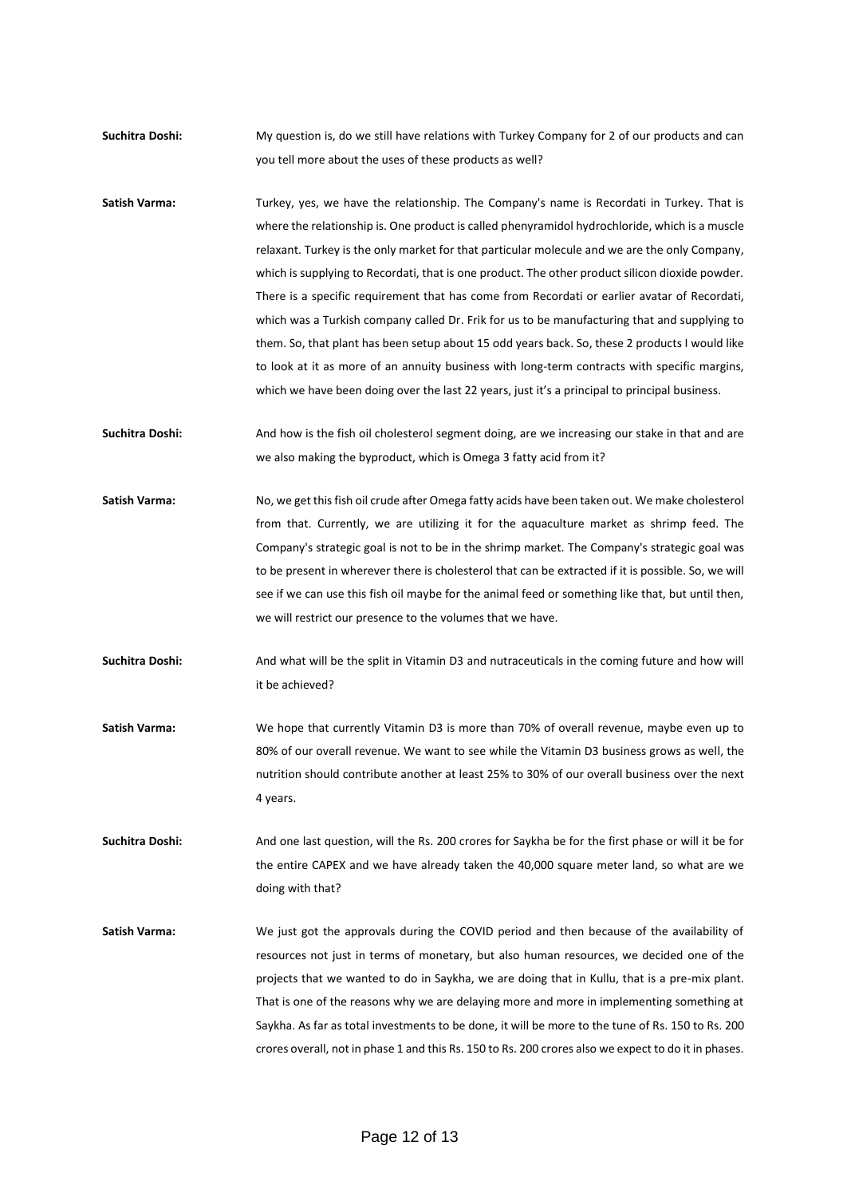**Suchitra Doshi:** My question is, do we still have relations with Turkey Company for 2 of our products and can you tell more about the uses of these products as well?

**Satish Varma:** Turkey, yes, we have the relationship. The Company's name is Recordati in Turkey. That is where the relationship is. One product is called phenyramidol hydrochloride, which is a muscle relaxant. Turkey is the only market for that particular molecule and we are the only Company, which is supplying to Recordati, that is one product. The other product silicon dioxide powder. There is a specific requirement that has come from Recordati or earlier avatar of Recordati, which was a Turkish company called Dr. Frik for us to be manufacturing that and supplying to them. So, that plant has been setup about 15 odd years back. So, these 2 products I would like to look at it as more of an annuity business with long-term contracts with specific margins, which we have been doing over the last 22 years, just it's a principal to principal business.

**Suchitra Doshi:** And how is the fish oil cholesterol segment doing, are we increasing our stake in that and are we also making the byproduct, which is Omega 3 fatty acid from it?

**Satish Varma:** No, we get this fish oil crude after Omega fatty acids have been taken out. We make cholesterol from that. Currently, we are utilizing it for the aquaculture market as shrimp feed. The Company's strategic goal is not to be in the shrimp market. The Company's strategic goal was to be present in wherever there is cholesterol that can be extracted if it is possible. So, we will see if we can use this fish oil maybe for the animal feed or something like that, but until then, we will restrict our presence to the volumes that we have.

**Suchitra Doshi:** And what will be the split in Vitamin D3 and nutraceuticals in the coming future and how will it be achieved?

**Satish Varma:** We hope that currently Vitamin D3 is more than 70% of overall revenue, maybe even up to 80% of our overall revenue. We want to see while the Vitamin D3 business grows as well, the nutrition should contribute another at least 25% to 30% of our overall business over the next 4 years.

**Suchitra Doshi:** And one last question, will the Rs. 200 crores for Saykha be for the first phase or will it be for the entire CAPEX and we have already taken the 40,000 square meter land, so what are we doing with that?

**Satish Varma:** We just got the approvals during the COVID period and then because of the availability of resources not just in terms of monetary, but also human resources, we decided one of the projects that we wanted to do in Saykha, we are doing that in Kullu, that is a pre-mix plant. That is one of the reasons why we are delaying more and more in implementing something at Saykha. As far as total investments to be done, it will be more to the tune of Rs. 150 to Rs. 200 crores overall, not in phase 1 and this Rs. 150 to Rs. 200 crores also we expect to do it in phases.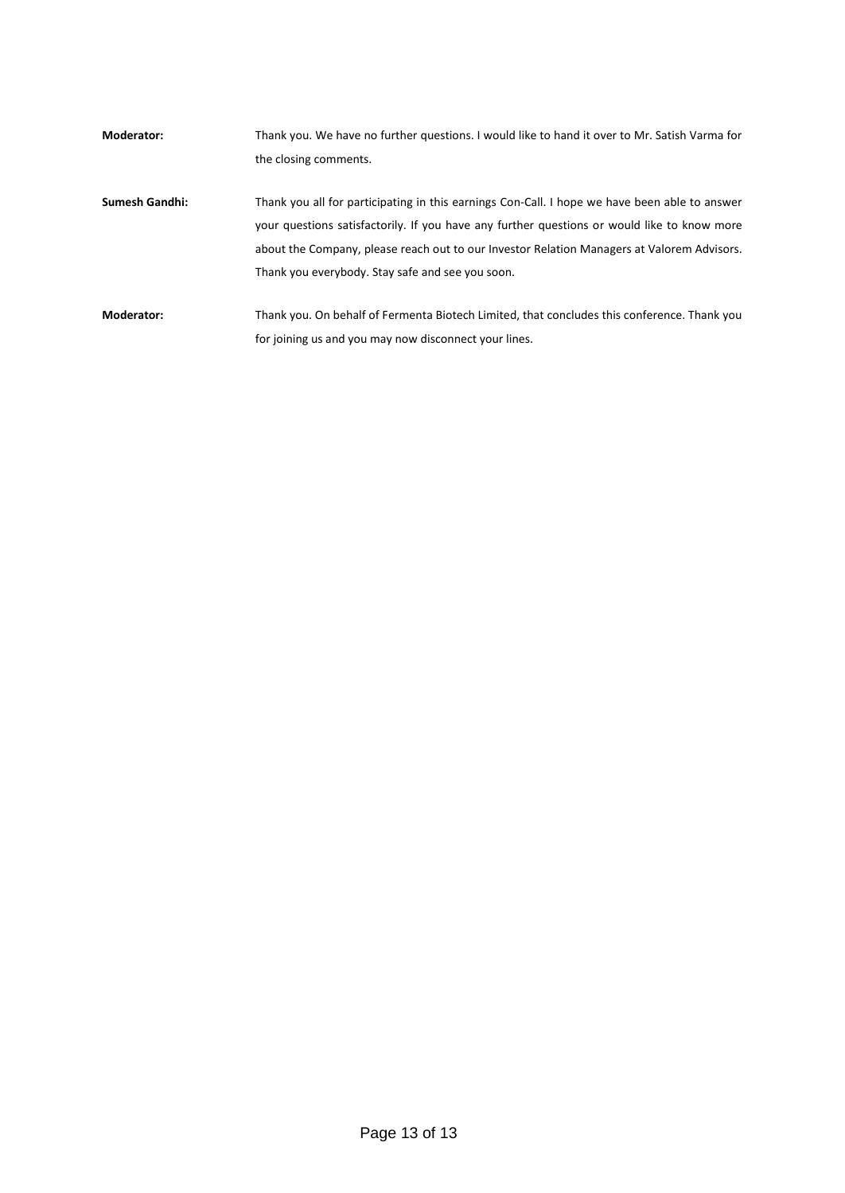**Moderator:** Thank you. We have no further questions. I would like to hand it over to Mr. Satish Varma for the closing comments.

**Sumesh Gandhi:** Thank you all for participating in this earnings Con-Call. I hope we have been able to answer your questions satisfactorily. If you have any further questions or would like to know more about the Company, please reach out to our Investor Relation Managers at Valorem Advisors. Thank you everybody. Stay safe and see you soon.

**Moderator:** Thank you. On behalf of Fermenta Biotech Limited, that concludes this conference. Thank you for joining us and you may now disconnect your lines.